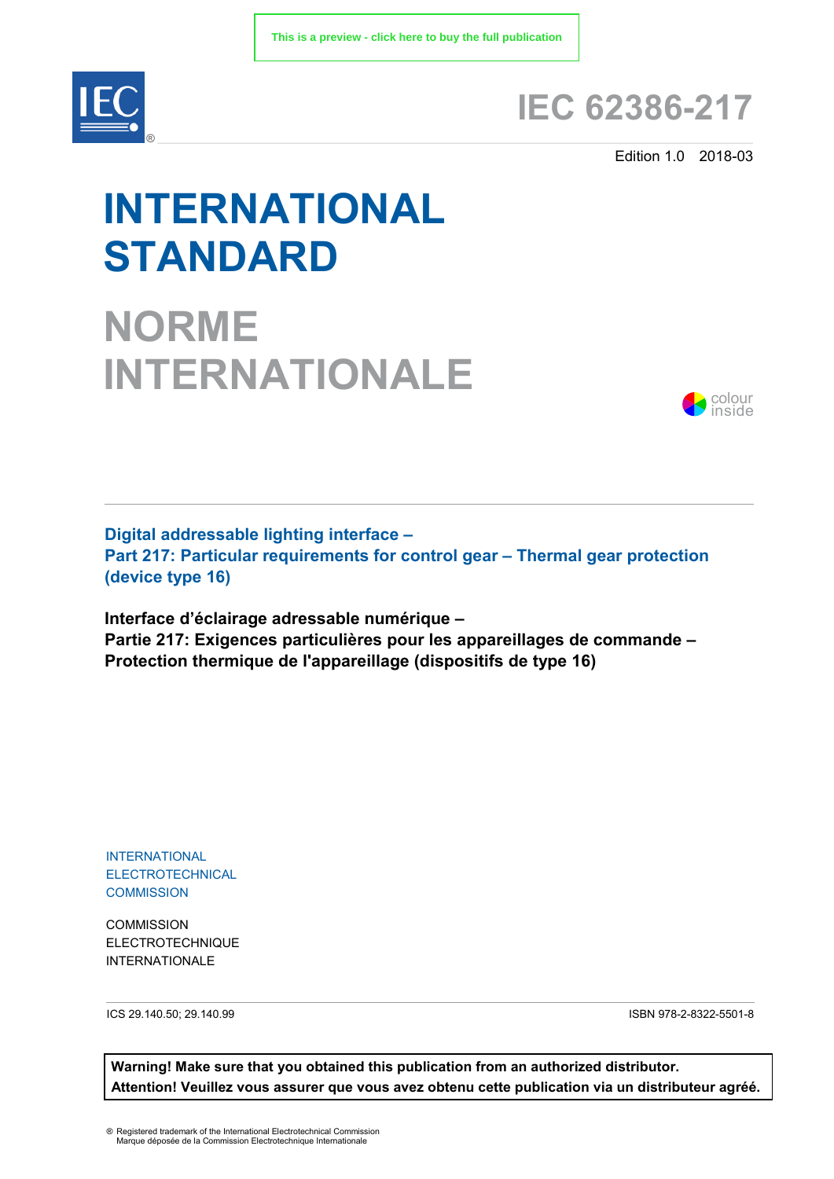This is a preview - click here to buy the full publication

# IEC 62386-217

Edition 1.0 2018-03

# INTERNATIONAL STANDARD

# NORME INTERNATIONALE

colour inside

**Digital addressable lighting interface –**
**Part 217: Particular requirements for control gear – Thermal gear protection (device type 16)**

**Interface d'éclairage adressable numérique –**
**Partie 217: Exigences particulières pour les appareillages de commande – Protection thermique de l'appareillage (dispositifs de type 16)**

INTERNATIONAL
ELECTROTECHNICAL
COMMISSION

COMMISSION
ELECTROTECHNIQUE
INTERNATIONALE

ICS 29.140.50; 29.140.99

ISBN 978-2-8322-5501-8

**Warning! Make sure that you obtained this publication from an authorized distributor.**
**Attention! Veuillez vous assurer que vous avez obtenu cette publication via un distributeur agréé.**

® Registered trademark of the International Electrotechnical Commission
Marque déposée de la Commission Electrotechnique Internationale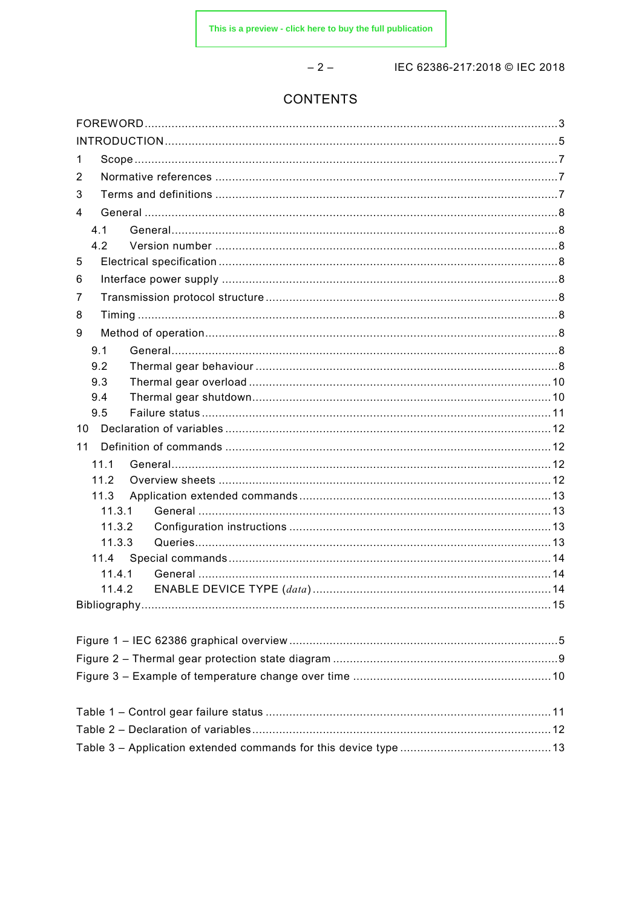# CONTENTS

FOREWORD ..... 3
INTRODUCTION ..... 5
1 Scope ..... 7
2 Normative references ..... 7
3 Terms and definitions ..... 7
4 General ..... 8
 4.1 General ..... 8
 4.2 Version number ..... 8
5 Electrical specification ..... 8
6 Interface power supply ..... 8
7 Transmission protocol structure ..... 8
8 Timing ..... 8
9 Method of operation ..... 8
 9.1 General ..... 8
 9.2 Thermal gear behaviour ..... 8
 9.3 Thermal gear overload ..... 10
 9.4 Thermal gear shutdown ..... 10
 9.5 Failure status ..... 11
10 Declaration of variables ..... 12
11 Definition of commands ..... 12
 11.1 General ..... 12
 11.2 Overview sheets ..... 12
 11.3 Application extended commands ..... 13
  11.3.1 General ..... 13
  11.3.2 Configuration instructions ..... 13
  11.3.3 Queries ..... 13
 11.4 Special commands ..... 14
  11.4.1 General ..... 14
  11.4.2 ENABLE DEVICE TYPE (*data*) ..... 14
Bibliography ..... 15

Figure 1 – IEC 62386 graphical overview ..... 5
Figure 2 – Thermal gear protection state diagram ..... 9
Figure 3 – Example of temperature change over time ..... 10

Table 1 – Control gear failure status ..... 11
Table 2 – Declaration of variables ..... 12
Table 3 – Application extended commands for this device type ..... 13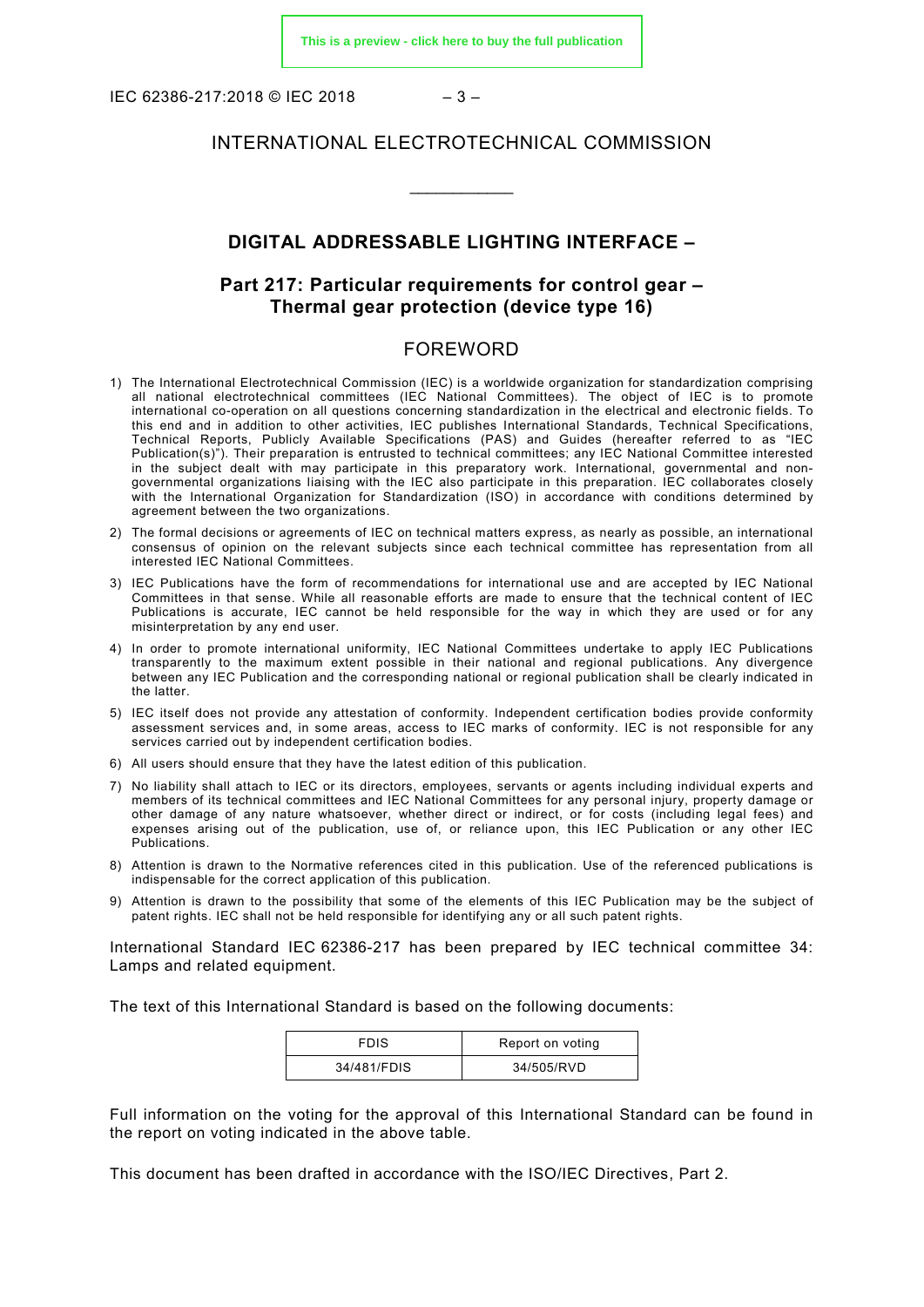INTERNATIONAL ELECTROTECHNICAL COMMISSION

\_\_\_\_\_\_\_\_\_\_\_\_

# DIGITAL ADDRESSABLE LIGHTING INTERFACE –

## Part 217: Particular requirements for control gear – Thermal gear protection (device type 16)

## FOREWORD

1) The International Electrotechnical Commission (IEC) is a worldwide organization for standardization comprising all national electrotechnical committees (IEC National Committees). The object of IEC is to promote international co-operation on all questions concerning standardization in the electrical and electronic fields. To this end and in addition to other activities, IEC publishes International Standards, Technical Specifications, Technical Reports, Publicly Available Specifications (PAS) and Guides (hereafter referred to as "IEC Publication(s)"). Their preparation is entrusted to technical committees; any IEC National Committee interested in the subject dealt with may participate in this preparatory work. International, governmental and non-governmental organizations liaising with the IEC also participate in this preparation. IEC collaborates closely with the International Organization for Standardization (ISO) in accordance with conditions determined by agreement between the two organizations.
2) The formal decisions or agreements of IEC on technical matters express, as nearly as possible, an international consensus of opinion on the relevant subjects since each technical committee has representation from all interested IEC National Committees.
3) IEC Publications have the form of recommendations for international use and are accepted by IEC National Committees in that sense. While all reasonable efforts are made to ensure that the technical content of IEC Publications is accurate, IEC cannot be held responsible for the way in which they are used or for any misinterpretation by any end user.
4) In order to promote international uniformity, IEC National Committees undertake to apply IEC Publications transparently to the maximum extent possible in their national and regional publications. Any divergence between any IEC Publication and the corresponding national or regional publication shall be clearly indicated in the latter.
5) IEC itself does not provide any attestation of conformity. Independent certification bodies provide conformity assessment services and, in some areas, access to IEC marks of conformity. IEC is not responsible for any services carried out by independent certification bodies.
6) All users should ensure that they have the latest edition of this publication.
7) No liability shall attach to IEC or its directors, employees, servants or agents including individual experts and members of its technical committees and IEC National Committees for any personal injury, property damage or other damage of any nature whatsoever, whether direct or indirect, or for costs (including legal fees) and expenses arising out of the publication, use of, or reliance upon, this IEC Publication or any other IEC Publications.
8) Attention is drawn to the Normative references cited in this publication. Use of the referenced publications is indispensable for the correct application of this publication.
9) Attention is drawn to the possibility that some of the elements of this IEC Publication may be the subject of patent rights. IEC shall not be held responsible for identifying any or all such patent rights.

International Standard IEC 62386-217 has been prepared by IEC technical committee 34: Lamps and related equipment.

The text of this International Standard is based on the following documents:

| FDIS | Report on voting |
|---|---|
| 34/481/FDIS | 34/505/RVD |

Full information on the voting for the approval of this International Standard can be found in the report on voting indicated in the above table.

This document has been drafted in accordance with the ISO/IEC Directives, Part 2.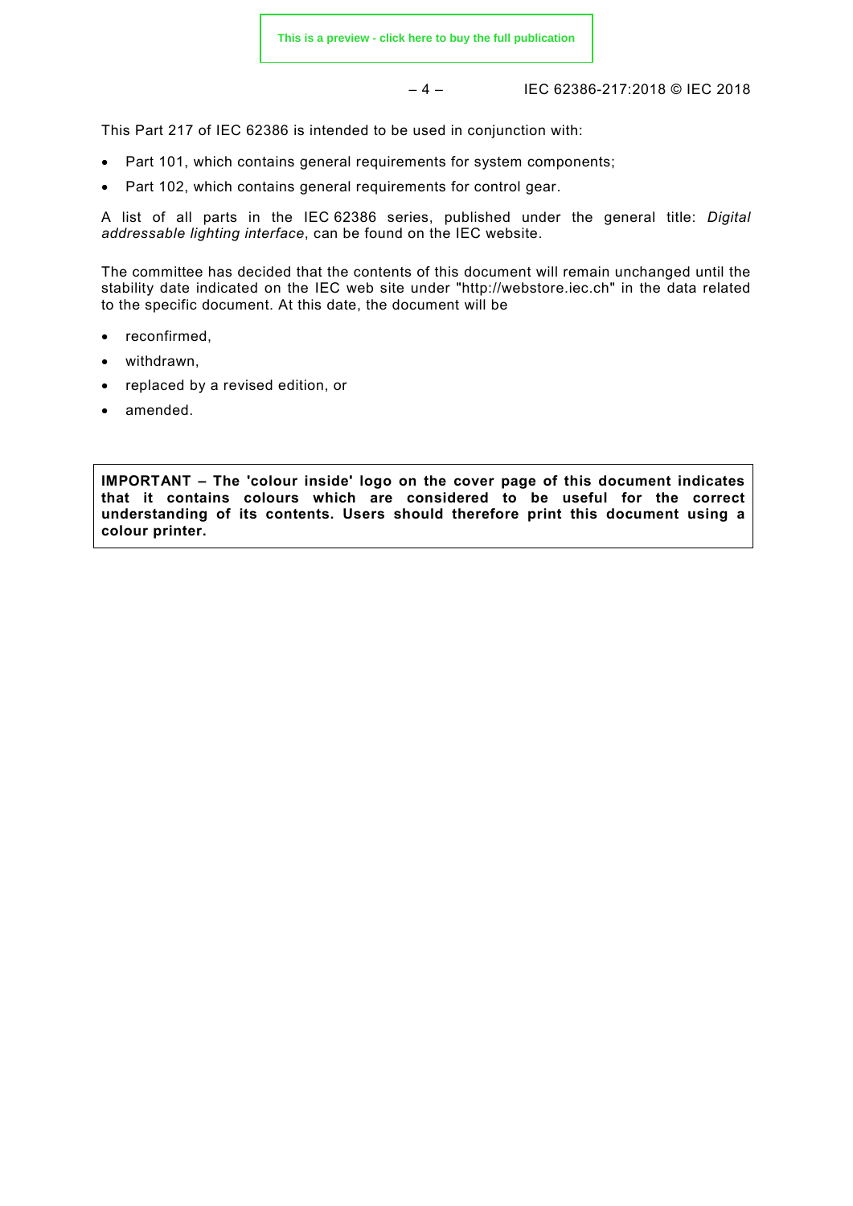This Part 217 of IEC 62386 is intended to be used in conjunction with:

- Part 101, which contains general requirements for system components;
- Part 102, which contains general requirements for control gear.

A list of all parts in the IEC 62386 series, published under the general title: *Digital addressable lighting interface*, can be found on the IEC website.

The committee has decided that the contents of this document will remain unchanged until the stability date indicated on the IEC web site under "http://webstore.iec.ch" in the data related to the specific document. At this date, the document will be

- reconfirmed,
- withdrawn,
- replaced by a revised edition, or
- amended.

**IMPORTANT – The 'colour inside' logo on the cover page of this document indicates that it contains colours which are considered to be useful for the correct understanding of its contents. Users should therefore print this document using a colour printer.**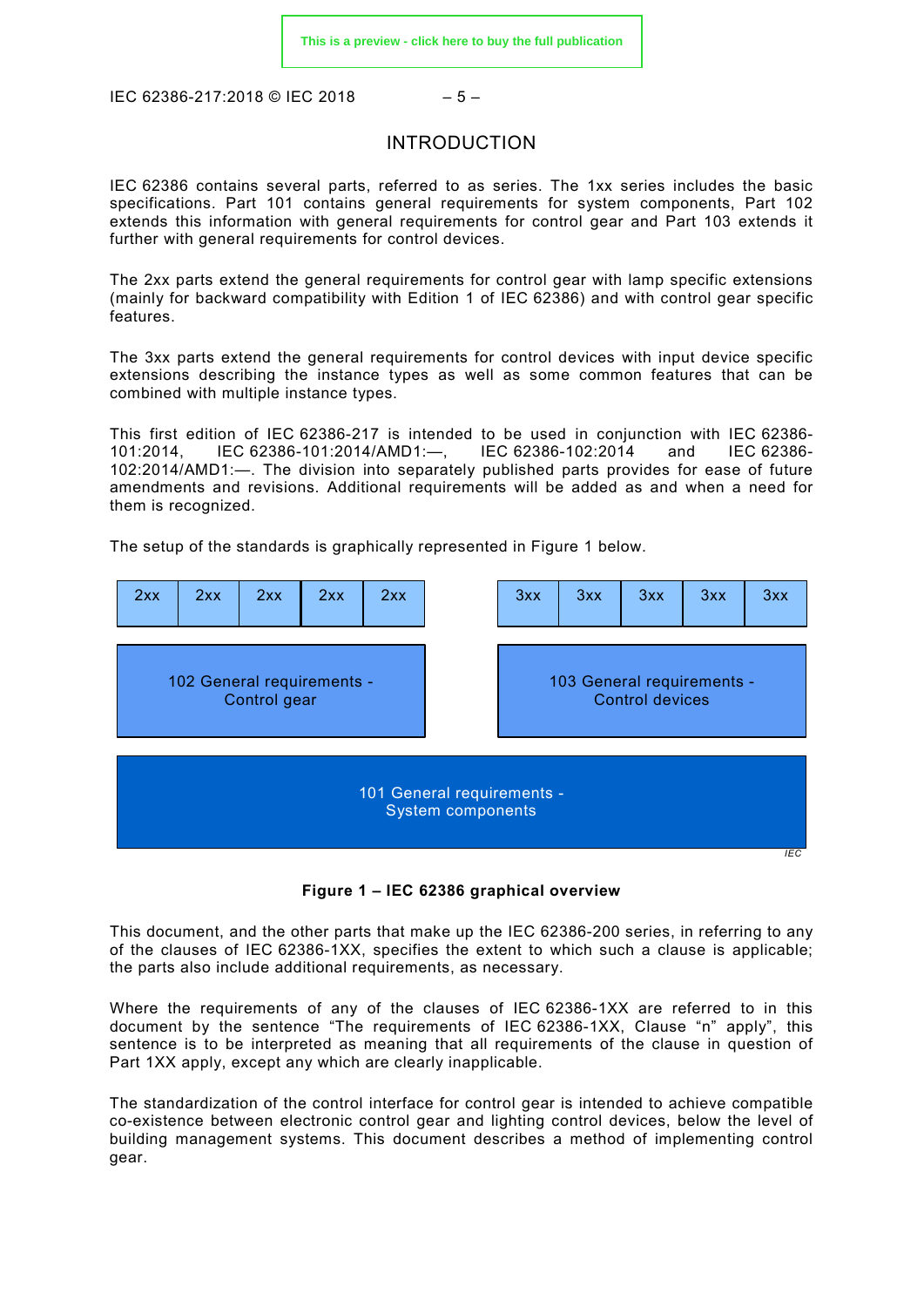# INTRODUCTION

IEC 62386 contains several parts, referred to as series. The 1xx series includes the basic specifications. Part 101 contains general requirements for system components, Part 102 extends this information with general requirements for control gear and Part 103 extends it further with general requirements for control devices.

The 2xx parts extend the general requirements for control gear with lamp specific extensions (mainly for backward compatibility with Edition 1 of IEC 62386) and with control gear specific features.

The 3xx parts extend the general requirements for control devices with input device specific extensions describing the instance types as well as some common features that can be combined with multiple instance types.

This first edition of IEC 62386-217 is intended to be used in conjunction with IEC 62386-101:2014, IEC 62386-101:2014/AMD1:—, IEC 62386-102:2014 and IEC 62386-102:2014/AMD1:—. The division into separately published parts provides for ease of future amendments and revisions. Additional requirements will be added as and when a need for them is recognized.

The setup of the standards is graphically represented in Figure 1 below.

| 2xx | 2xx | 2xx | 2xx | 2xx | | 3xx | 3xx | 3xx | 3xx | 3xx |
|---|---|---|---|---|---|---|---|---|---|---|
| 102 General requirements - Control gear | | | | | | 103 General requirements - Control devices | | | | |
| 101 General requirements - System components | | | | | | | | | | |

**Figure 1 – IEC 62386 graphical overview**

This document, and the other parts that make up the IEC 62386-200 series, in referring to any of the clauses of IEC 62386-1XX, specifies the extent to which such a clause is applicable; the parts also include additional requirements, as necessary.

Where the requirements of any of the clauses of IEC 62386-1XX are referred to in this document by the sentence "The requirements of IEC 62386-1XX, Clause "n" apply", this sentence is to be interpreted as meaning that all requirements of the clause in question of Part 1XX apply, except any which are clearly inapplicable.

The standardization of the control interface for control gear is intended to achieve compatible co-existence between electronic control gear and lighting control devices, below the level of building management systems. This document describes a method of implementing control gear.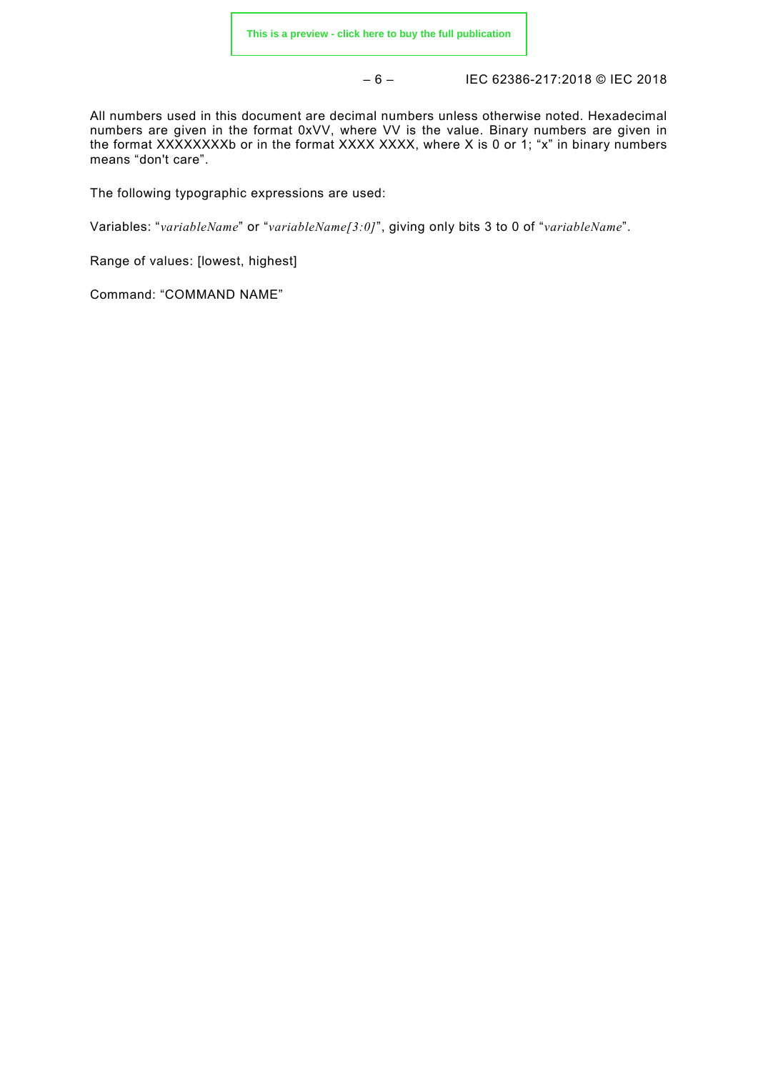All numbers used in this document are decimal numbers unless otherwise noted. Hexadecimal numbers are given in the format 0xVV, where VV is the value. Binary numbers are given in the format XXXXXXXXb or in the format XXXX XXXX, where X is 0 or 1; "x" in binary numbers means "don't care".

The following typographic expressions are used:

Variables: "*variableName*" or "*variableName[3:0]*", giving only bits 3 to 0 of "*variableName*".

Range of values: [lowest, highest]

Command: "COMMAND NAME"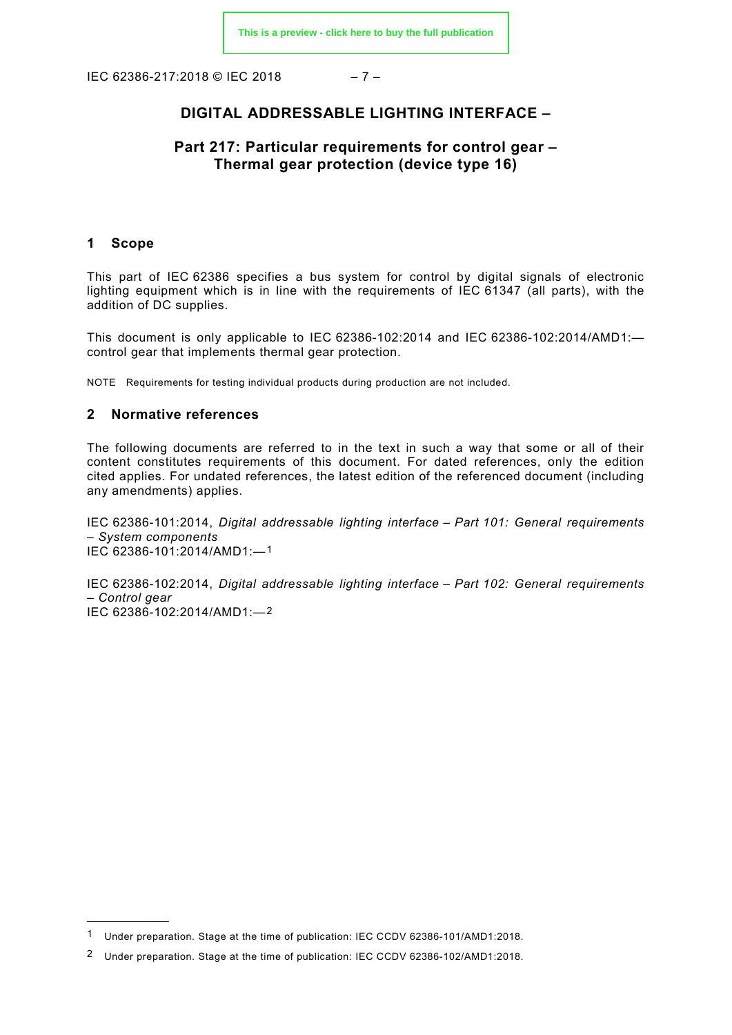# DIGITAL ADDRESSABLE LIGHTING INTERFACE –

## Part 217: Particular requirements for control gear – Thermal gear protection (device type 16)

## 1 Scope

This part of IEC 62386 specifies a bus system for control by digital signals of electronic lighting equipment which is in line with the requirements of IEC 61347 (all parts), with the addition of DC supplies.

This document is only applicable to IEC 62386-102:2014 and IEC 62386-102:2014/AMD1:— control gear that implements thermal gear protection.

NOTE Requirements for testing individual products during production are not included.

## 2 Normative references

The following documents are referred to in the text in such a way that some or all of their content constitutes requirements of this document. For dated references, only the edition cited applies. For undated references, the latest edition of the referenced document (including any amendments) applies.

IEC 62386-101:2014, *Digital addressable lighting interface – Part 101: General requirements – System components*
IEC 62386-101:2014/AMD1:—[1]

IEC 62386-102:2014, *Digital addressable lighting interface – Part 102: General requirements – Control gear*
IEC 62386-102:2014/AMD1:—[2]

---

[1] Under preparation. Stage at the time of publication: IEC CCDV 62386-101/AMD1:2018.

[2] Under preparation. Stage at the time of publication: IEC CCDV 62386-102/AMD1:2018.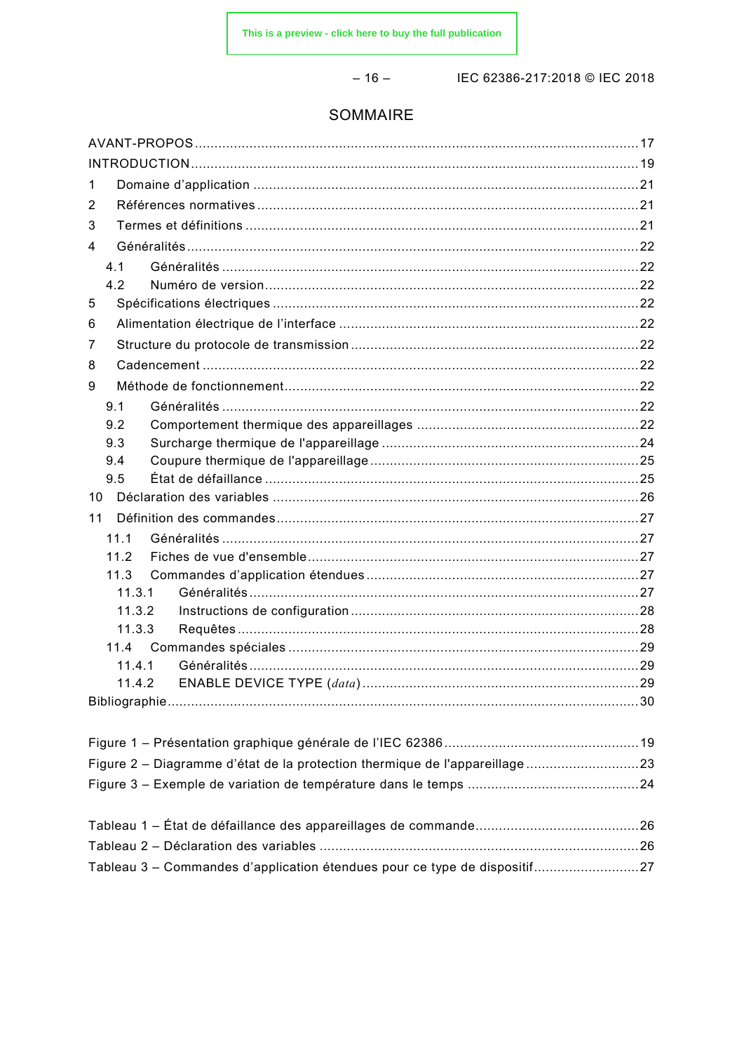# SOMMAIRE

AVANT-PROPOS ... 17
INTRODUCTION ... 19
1 Domaine d'application ... 21
2 Références normatives ... 21
3 Termes et définitions ... 21
4 Généralités ... 22
 4.1 Généralités ... 22
 4.2 Numéro de version ... 22
5 Spécifications électriques ... 22
6 Alimentation électrique de l'interface ... 22
7 Structure du protocole de transmission ... 22
8 Cadencement ... 22
9 Méthode de fonctionnement ... 22
 9.1 Généralités ... 22
 9.2 Comportement thermique des appareillages ... 22
 9.3 Surcharge thermique de l'appareillage ... 24
 9.4 Coupure thermique de l'appareillage ... 25
 9.5 État de défaillance ... 25
10 Déclaration des variables ... 26
11 Définition des commandes ... 27
 11.1 Généralités ... 27
 11.2 Fiches de vue d'ensemble ... 27
 11.3 Commandes d'application étendues ... 27
  11.3.1 Généralités ... 27
  11.3.2 Instructions de configuration ... 28
  11.3.3 Requêtes ... 28
 11.4 Commandes spéciales ... 29
  11.4.1 Généralités ... 29
  11.4.2 ENABLE DEVICE TYPE (*data*) ... 29
Bibliographie ... 30

Figure 1 – Présentation graphique générale de l'IEC 62386 ... 19
Figure 2 – Diagramme d'état de la protection thermique de l'appareillage ... 23
Figure 3 – Exemple de variation de température dans le temps ... 24

Tableau 1 – État de défaillance des appareillages de commande ... 26
Tableau 2 – Déclaration des variables ... 26
Tableau 3 – Commandes d'application étendues pour ce type de dispositif ... 27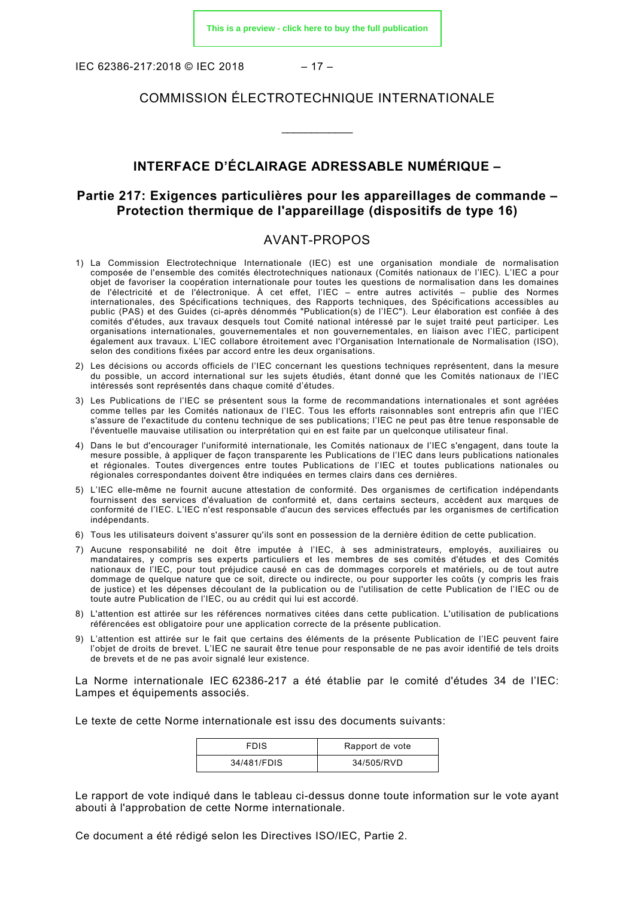COMMISSION ÉLECTROTECHNIQUE INTERNATIONALE

\_\_\_\_\_\_\_\_\_\_\_\_

# INTERFACE D'ÉCLAIRAGE ADRESSABLE NUMÉRIQUE –

## Partie 217: Exigences particulières pour les appareillages de commande – Protection thermique de l'appareillage (dispositifs de type 16)

## AVANT-PROPOS

1) La Commission Electrotechnique Internationale (IEC) est une organisation mondiale de normalisation composée de l'ensemble des comités électrotechniques nationaux (Comités nationaux de l'IEC). L'IEC a pour objet de favoriser la coopération internationale pour toutes les questions de normalisation dans les domaines de l'électricité et de l'électronique. À cet effet, l'IEC – entre autres activités – publie des Normes internationales, des Spécifications techniques, des Rapports techniques, des Spécifications accessibles au public (PAS) et des Guides (ci-après dénommés "Publication(s) de l'IEC"). Leur élaboration est confiée à des comités d'études, aux travaux desquels tout Comité national intéressé par le sujet traité peut participer. Les organisations internationales, gouvernementales et non gouvernementales, en liaison avec l'IEC, participent également aux travaux. L'IEC collabore étroitement avec l'Organisation Internationale de Normalisation (ISO), selon des conditions fixées par accord entre les deux organisations.
2) Les décisions ou accords officiels de l'IEC concernant les questions techniques représentent, dans la mesure du possible, un accord international sur les sujets étudiés, étant donné que les Comités nationaux de l'IEC intéressés sont représentés dans chaque comité d'études.
3) Les Publications de l'IEC se présentent sous la forme de recommandations internationales et sont agréées comme telles par les Comités nationaux de l'IEC. Tous les efforts raisonnables sont entrepris afin que l'IEC s'assure de l'exactitude du contenu technique de ses publications; l'IEC ne peut pas être tenue responsable de l'éventuelle mauvaise utilisation ou interprétation qui en est faite par un quelconque utilisateur final.
4) Dans le but d'encourager l'uniformité internationale, les Comités nationaux de l'IEC s'engagent, dans toute la mesure possible, à appliquer de façon transparente les Publications de l'IEC dans leurs publications nationales et régionales. Toutes divergences entre toutes Publications de l'IEC et toutes publications nationales ou régionales correspondantes doivent être indiquées en termes clairs dans ces dernières.
5) L'IEC elle-même ne fournit aucune attestation de conformité. Des organismes de certification indépendants fournissent des services d'évaluation de conformité et, dans certains secteurs, accèdent aux marques de conformité de l'IEC. L'IEC n'est responsable d'aucun des services effectués par les organismes de certification indépendants.
6) Tous les utilisateurs doivent s'assurer qu'ils sont en possession de la dernière édition de cette publication.
7) Aucune responsabilité ne doit être imputée à l'IEC, à ses administrateurs, employés, auxiliaires ou mandataires, y compris ses experts particuliers et les membres de ses comités d'études et des Comités nationaux de l'IEC, pour tout préjudice causé en cas de dommages corporels et matériels, ou de tout autre dommage de quelque nature que ce soit, directe ou indirecte, ou pour supporter les coûts (y compris les frais de justice) et les dépenses découlant de la publication ou de l'utilisation de cette Publication de l'IEC ou de toute autre Publication de l'IEC, ou au crédit qui lui est accordé.
8) L'attention est attirée sur les références normatives citées dans cette publication. L'utilisation de publications référencées est obligatoire pour une application correcte de la présente publication.
9) L'attention est attirée sur le fait que certains des éléments de la présente Publication de l'IEC peuvent faire l'objet de droits de brevet. L'IEC ne saurait être tenue pour responsable de ne pas avoir identifié de tels droits de brevets et de ne pas avoir signalé leur existence.

La Norme internationale IEC 62386-217 a été établie par le comité d'études 34 de l'IEC: Lampes et équipements associés.

Le texte de cette Norme internationale est issu des documents suivants:

| FDIS | Rapport de vote |
|---|---|
| 34/481/FDIS | 34/505/RVD |

Le rapport de vote indiqué dans le tableau ci-dessus donne toute information sur le vote ayant abouti à l'approbation de cette Norme internationale.

Ce document a été rédigé selon les Directives ISO/IEC, Partie 2.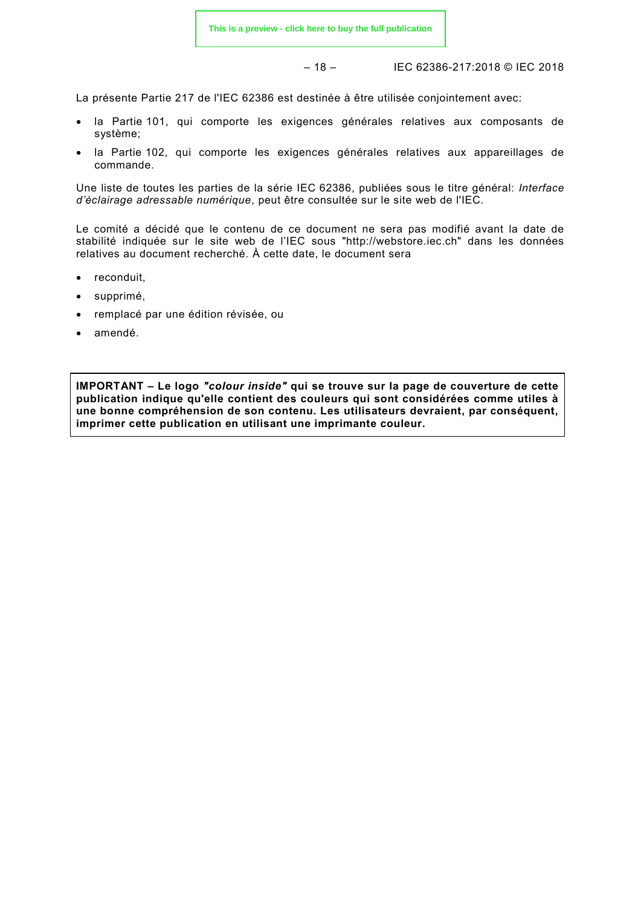La présente Partie 217 de l'IEC 62386 est destinée à être utilisée conjointement avec:

- la Partie 101, qui comporte les exigences générales relatives aux composants de système;
- la Partie 102, qui comporte les exigences générales relatives aux appareillages de commande.

Une liste de toutes les parties de la série IEC 62386, publiées sous le titre général: *Interface d'éclairage adressable numérique*, peut être consultée sur le site web de l'IEC.

Le comité a décidé que le contenu de ce document ne sera pas modifié avant la date de stabilité indiquée sur le site web de l'IEC sous "http://webstore.iec.ch" dans les données relatives au document recherché. À cette date, le document sera

- reconduit,
- supprimé,
- remplacé par une édition révisée, ou
- amendé.

**IMPORTANT – Le logo *"colour inside"* qui se trouve sur la page de couverture de cette publication indique qu'elle contient des couleurs qui sont considérées comme utiles à une bonne compréhension de son contenu. Les utilisateurs devraient, par conséquent, imprimer cette publication en utilisant une imprimante couleur.**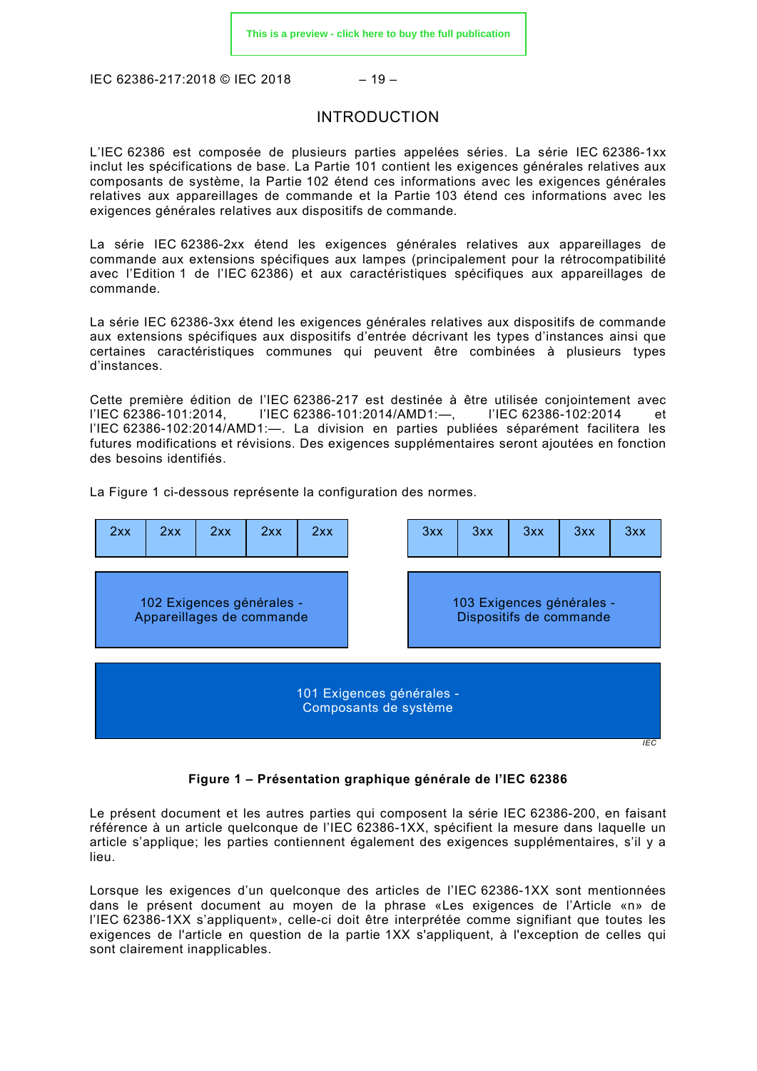# INTRODUCTION

L'IEC 62386 est composée de plusieurs parties appelées séries. La série IEC 62386-1xx inclut les spécifications de base. La Partie 101 contient les exigences générales relatives aux composants de système, la Partie 102 étend ces informations avec les exigences générales relatives aux appareillages de commande et la Partie 103 étend ces informations avec les exigences générales relatives aux dispositifs de commande.

La série IEC 62386-2xx étend les exigences générales relatives aux appareillages de commande aux extensions spécifiques aux lampes (principalement pour la rétrocompatibilité avec l'Edition 1 de l'IEC 62386) et aux caractéristiques spécifiques aux appareillages de commande.

La série IEC 62386-3xx étend les exigences générales relatives aux dispositifs de commande aux extensions spécifiques aux dispositifs d'entrée décrivant les types d'instances ainsi que certaines caractéristiques communes qui peuvent être combinées à plusieurs types d'instances.

Cette première édition de l'IEC 62386-217 est destinée à être utilisée conjointement avec l'IEC 62386-101:2014, l'IEC 62386-101:2014/AMD1:—, l'IEC 62386-102:2014 et l'IEC 62386-102:2014/AMD1:—. La division en parties publiées séparément facilitera les futures modifications et révisions. Des exigences supplémentaires seront ajoutées en fonction des besoins identifiés.

La Figure 1 ci-dessous représente la configuration des normes.

| 2xx | 2xx | 2xx | 2xx | 2xx | | 3xx | 3xx | 3xx | 3xx | 3xx |
|---|---|---|---|---|---|---|---|---|---|---|
| 102 Exigences générales - Appareillages de commande | | | | | | 103 Exigences générales - Dispositifs de commande | | | | |
| 101 Exigences générales - Composants de système | | | | | | | | | | |

IEC

**Figure 1 – Présentation graphique générale de l'IEC 62386**

Le présent document et les autres parties qui composent la série IEC 62386-200, en faisant référence à un article quelconque de l'IEC 62386-1XX, spécifient la mesure dans laquelle un article s'applique; les parties contiennent également des exigences supplémentaires, s'il y a lieu.

Lorsque les exigences d'un quelconque des articles de l'IEC 62386-1XX sont mentionnées dans le présent document au moyen de la phrase «Les exigences de l'Article «n» de l'IEC 62386-1XX s'appliquent», celle-ci doit être interprétée comme signifiant que toutes les exigences de l'article en question de la partie 1XX s'appliquent, à l'exception de celles qui sont clairement inapplicables.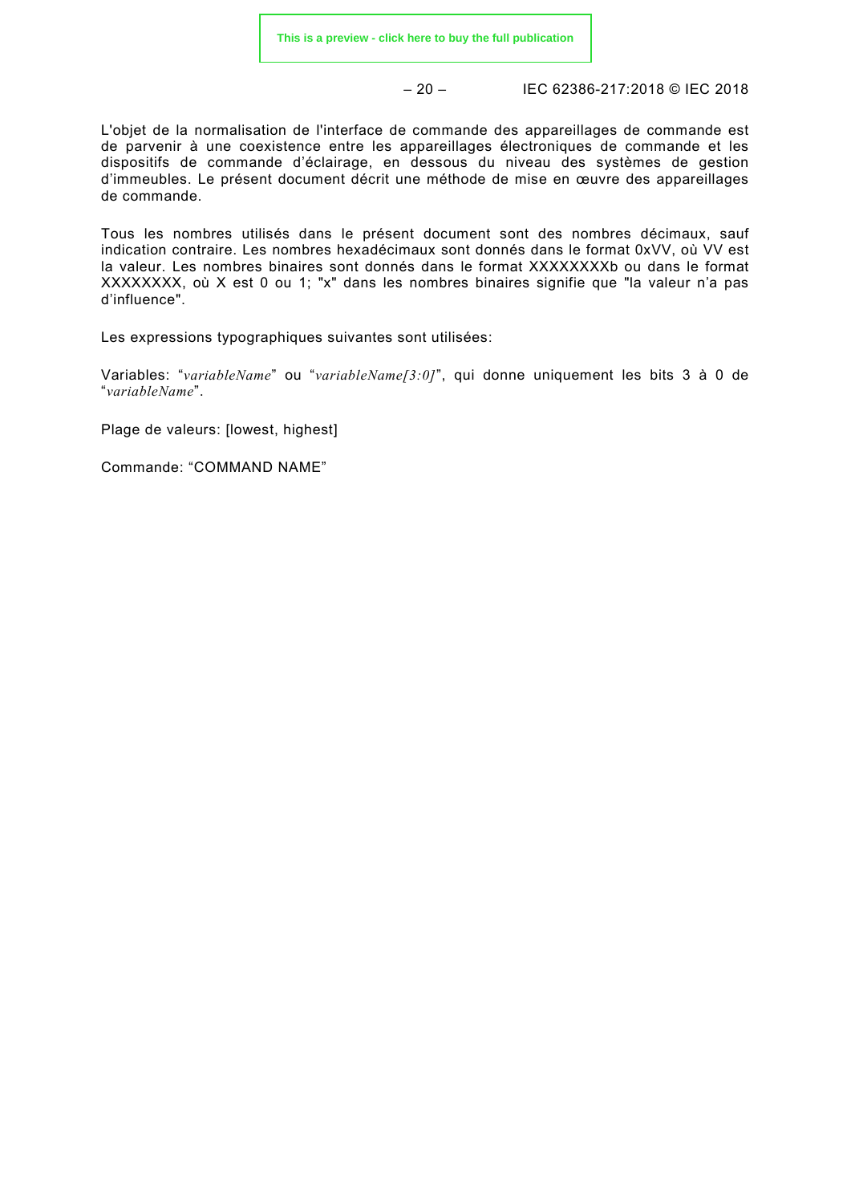L'objet de la normalisation de l'interface de commande des appareillages de commande est de parvenir à une coexistence entre les appareillages électroniques de commande et les dispositifs de commande d'éclairage, en dessous du niveau des systèmes de gestion d'immeubles. Le présent document décrit une méthode de mise en œuvre des appareillages de commande.

Tous les nombres utilisés dans le présent document sont des nombres décimaux, sauf indication contraire. Les nombres hexadécimaux sont donnés dans le format 0xVV, où VV est la valeur. Les nombres binaires sont donnés dans le format XXXXXXXXb ou dans le format XXXXXXXX, où X est 0 ou 1; "x" dans les nombres binaires signifie que "la valeur n'a pas d'influence".

Les expressions typographiques suivantes sont utilisées:

Variables: "*variableName*" ou "*variableName[3:0]*", qui donne uniquement les bits 3 à 0 de "*variableName*".

Plage de valeurs: [lowest, highest]

Commande: "COMMAND NAME"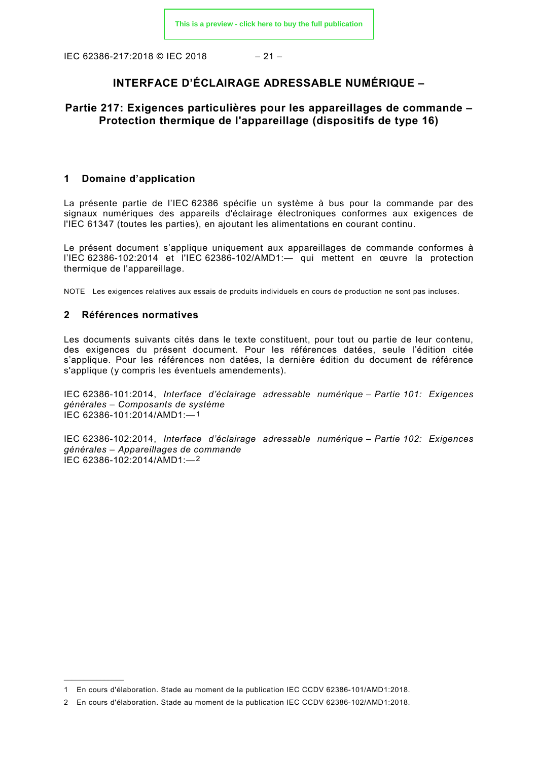# INTERFACE D'ÉCLAIRAGE ADRESSABLE NUMÉRIQUE –

## Partie 217: Exigences particulières pour les appareillages de commande – Protection thermique de l'appareillage (dispositifs de type 16)

## 1 Domaine d'application

La présente partie de l'IEC 62386 spécifie un système à bus pour la commande par des signaux numériques des appareils d'éclairage électroniques conformes aux exigences de l'IEC 61347 (toutes les parties), en ajoutant les alimentations en courant continu.

Le présent document s'applique uniquement aux appareillages de commande conformes à l'IEC 62386-102:2014 et l'IEC 62386-102/AMD1:— qui mettent en œuvre la protection thermique de l'appareillage.

NOTE Les exigences relatives aux essais de produits individuels en cours de production ne sont pas incluses.

## 2 Références normatives

Les documents suivants cités dans le texte constituent, pour tout ou partie de leur contenu, des exigences du présent document. Pour les références datées, seule l'édition citée s'applique. Pour les références non datées, la dernière édition du document de référence s'applique (y compris les éventuels amendements).

IEC 62386-101:2014, *Interface d'éclairage adressable numérique – Partie 101: Exigences générales – Composants de système*
IEC 62386-101:2014/AMD1:—[1]

IEC 62386-102:2014, *Interface d'éclairage adressable numérique – Partie 102: Exigences générales – Appareillages de commande*
IEC 62386-102:2014/AMD1:—[2]

---

1 En cours d'élaboration. Stade au moment de la publication IEC CCDV 62386-101/AMD1:2018.

2 En cours d'élaboration. Stade au moment de la publication IEC CCDV 62386-102/AMD1:2018.